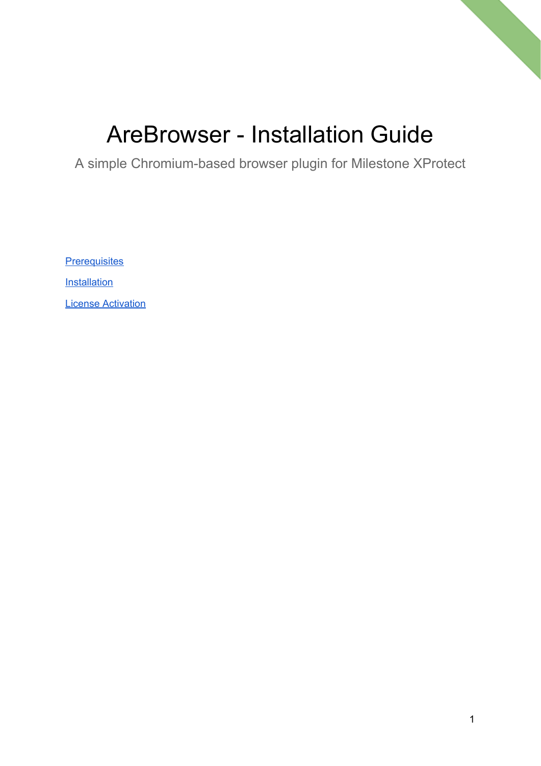# AreBrowser - Installation Guide

A simple Chromium-based browser plugin for Milestone XProtect

[Prerequisites](#prerequisites)

[Installation](#installation)

[License Activation](#license-activation)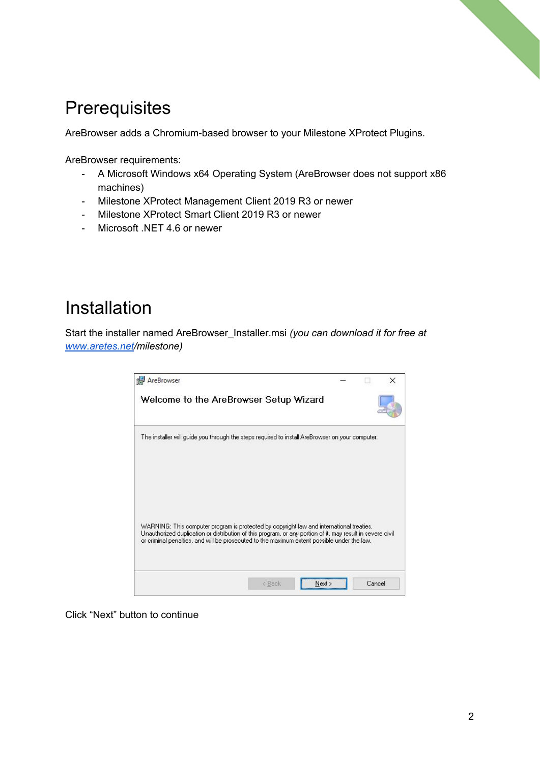# Prerequisites

AreBrowser adds a Chromium-based browser to your Milestone XProtect Plugins.

AreBrowser requirements:

- A Microsoft Windows x64 Operating System (AreBrowser does not support x86 machines)
- Milestone XProtect Management Client 2019 R3 or newer
- Milestone XProtect Smart Client 2019 R3 or newer
- Microsoft .NET 4.6 or newer

# Installation

Start the installer named AreBrowser_Installer.msi *(you can download it for free at [www.aretes.net](http://www.aretes.net)/milestone)*

Click "Next" button to continue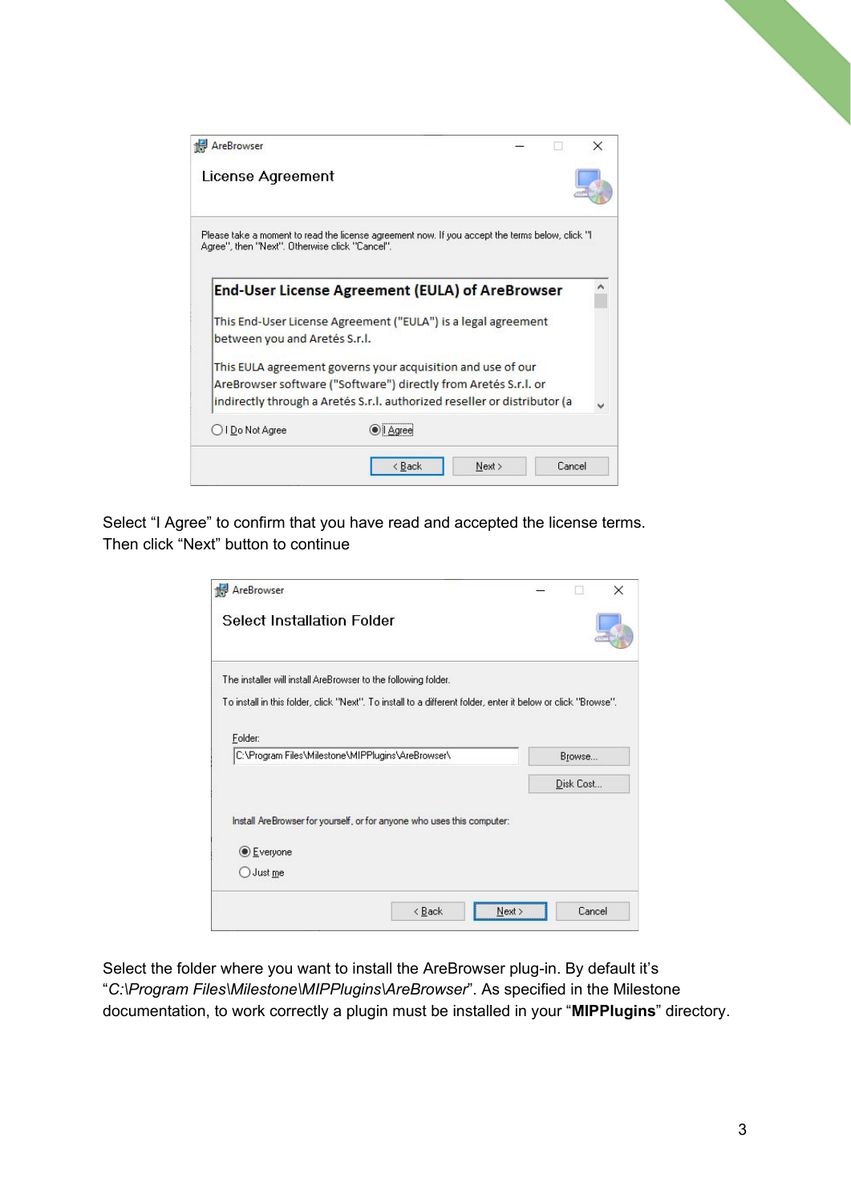Select "I Agree" to confirm that you have read and accepted the license terms.
Then click "Next" button to continue

Select the folder where you want to install the AreBrowser plug-in. By default it's "*C:\Program Files\Milestone\MIPPlugins\AreBrowser*". As specified in the Milestone documentation, to work correctly a plugin must be installed in your "**MIPPlugins**" directory.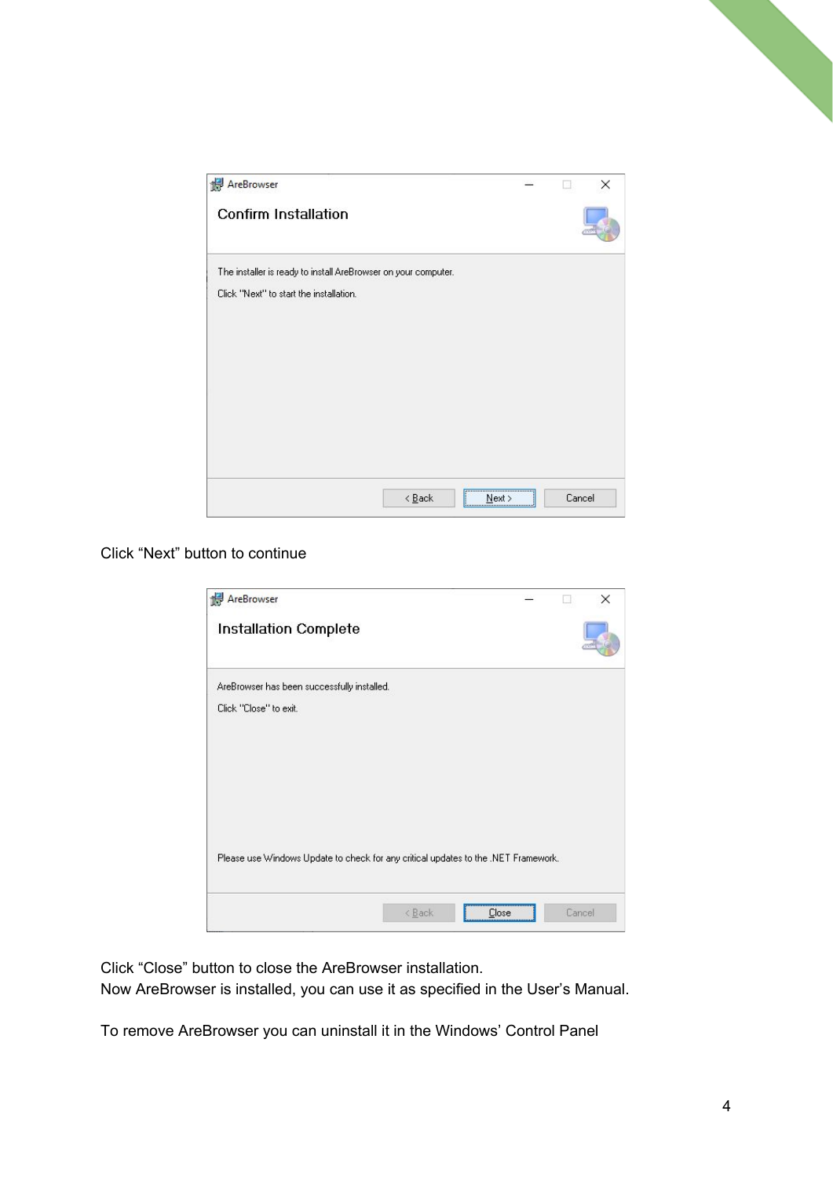Click “Next” button to continue

Click “Close” button to close the AreBrowser installation.
Now AreBrowser is installed, you can use it as specified in the User’s Manual.

To remove AreBrowser you can uninstall it in the Windows’ Control Panel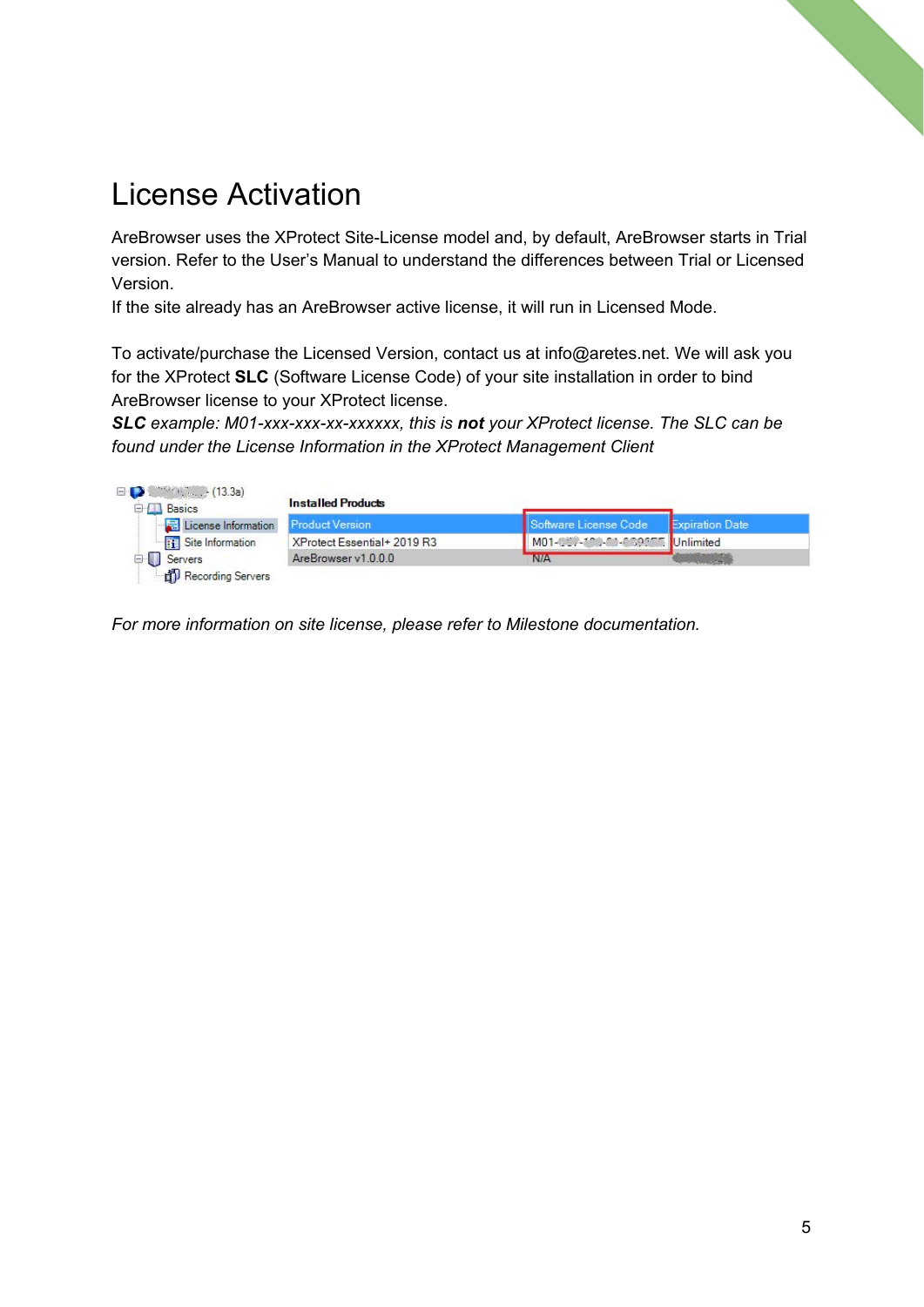# License Activation

AreBrowser uses the XProtect Site-License model and, by default, AreBrowser starts in Trial version. Refer to the User's Manual to understand the differences between Trial or Licensed Version.
If the site already has an AreBrowser active license, it will run in Licensed Mode.

To activate/purchase the Licensed Version, contact us at info@aretes.net. We will ask you for the XProtect **SLC** (Software License Code) of your site installation in order to bind AreBrowser license to your XProtect license.
***SLC** example: M01-xxx-xxx-xx-xxxxxx, this is **not** your XProtect license. The SLC can be found under the License Information in the XProtect Management Client*

*For more information on site license, please refer to Milestone documentation.*